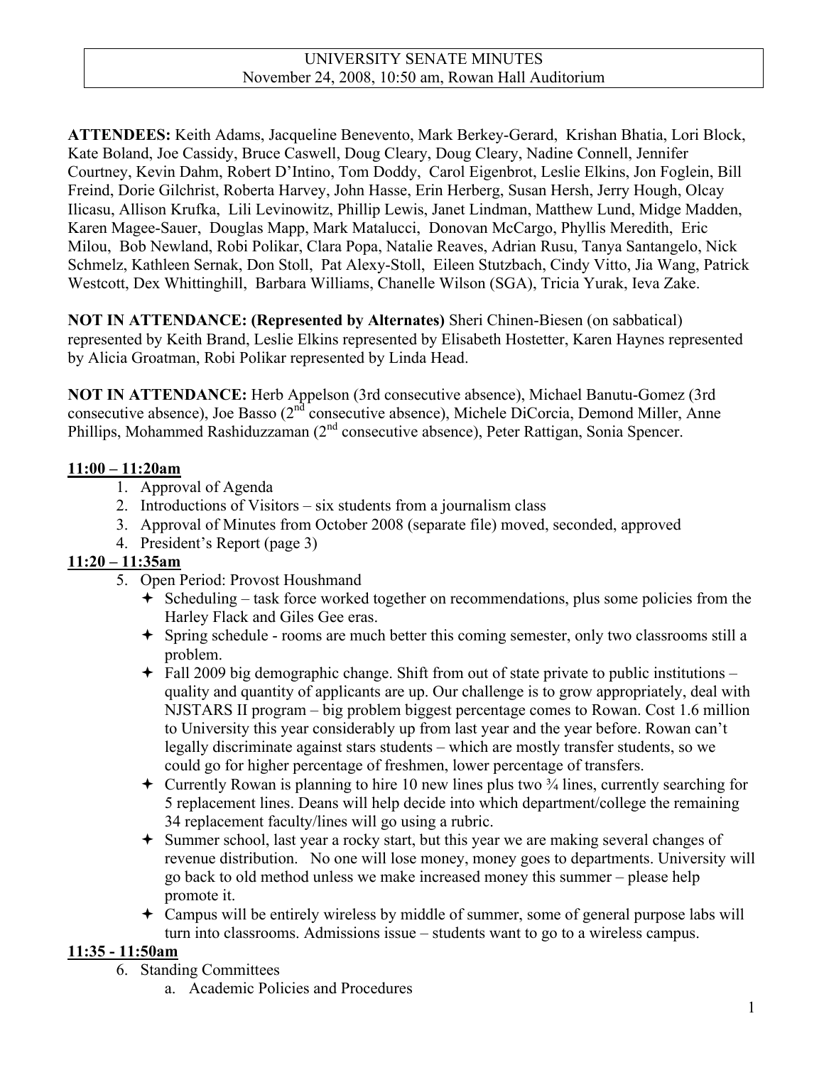UNIVERSITY SENATE MINUTES
November 24, 2008, 10:50 am, Rowan Hall Auditorium

**ATTENDEES:** Keith Adams, Jacqueline Benevento, Mark Berkey-Gerard, Krishan Bhatia, Lori Block, Kate Boland, Joe Cassidy, Bruce Caswell, Doug Cleary, Doug Cleary, Nadine Connell, Jennifer Courtney, Kevin Dahm, Robert D'Intino, Tom Doddy, Carol Eigenbrot, Leslie Elkins, Jon Foglein, Bill Freind, Dorie Gilchrist, Roberta Harvey, John Hasse, Erin Herberg, Susan Hersh, Jerry Hough, Olcay Ilicasu, Allison Krufka, Lili Levinowitz, Phillip Lewis, Janet Lindman, Matthew Lund, Midge Madden, Karen Magee-Sauer, Douglas Mapp, Mark Matalucci, Donovan McCargo, Phyllis Meredith, Eric Milou, Bob Newland, Robi Polikar, Clara Popa, Natalie Reaves, Adrian Rusu, Tanya Santangelo, Nick Schmelz, Kathleen Sernak, Don Stoll, Pat Alexy-Stoll, Eileen Stutzbach, Cindy Vitto, Jia Wang, Patrick Westcott, Dex Whittinghill, Barbara Williams, Chanelle Wilson (SGA), Tricia Yurak, Ieva Zake.

**NOT IN ATTENDANCE: (Represented by Alternates)** Sheri Chinen-Biesen (on sabbatical) represented by Keith Brand, Leslie Elkins represented by Elisabeth Hostetter, Karen Haynes represented by Alicia Groatman, Robi Polikar represented by Linda Head.

**NOT IN ATTENDANCE:** Herb Appelson (3rd consecutive absence), Michael Banutu-Gomez (3rd consecutive absence), Joe Basso (2nd consecutive absence), Michele DiCorcia, Demond Miller, Anne Phillips, Mohammed Rashiduzzaman (2nd consecutive absence), Peter Rattigan, Sonia Spencer.

**11:00 – 11:20am**

1. Approval of Agenda
2. Introductions of Visitors – six students from a journalism class
3. Approval of Minutes from October 2008 (separate file) moved, seconded, approved
4. President's Report (page 3)

**11:20 – 11:35am**

5. Open Period: Provost Houshmand
   - Scheduling – task force worked together on recommendations, plus some policies from the Harley Flack and Giles Gee eras.
   - Spring schedule - rooms are much better this coming semester, only two classrooms still a problem.
   - Fall 2009 big demographic change. Shift from out of state private to public institutions – quality and quantity of applicants are up. Our challenge is to grow appropriately, deal with NJSTARS II program – big problem biggest percentage comes to Rowan. Cost 1.6 million to University this year considerably up from last year and the year before. Rowan can't legally discriminate against stars students – which are mostly transfer students, so we could go for higher percentage of freshmen, lower percentage of transfers.
   - Currently Rowan is planning to hire 10 new lines plus two ¾ lines, currently searching for 5 replacement lines. Deans will help decide into which department/college the remaining 34 replacement faculty/lines will go using a rubric.
   - Summer school, last year a rocky start, but this year we are making several changes of revenue distribution. No one will lose money, money goes to departments. University will go back to old method unless we make increased money this summer – please help promote it.
   - Campus will be entirely wireless by middle of summer, some of general purpose labs will turn into classrooms. Admissions issue – students want to go to a wireless campus.

**11:35 - 11:50am**

6. Standing Committees
   a. Academic Policies and Procedures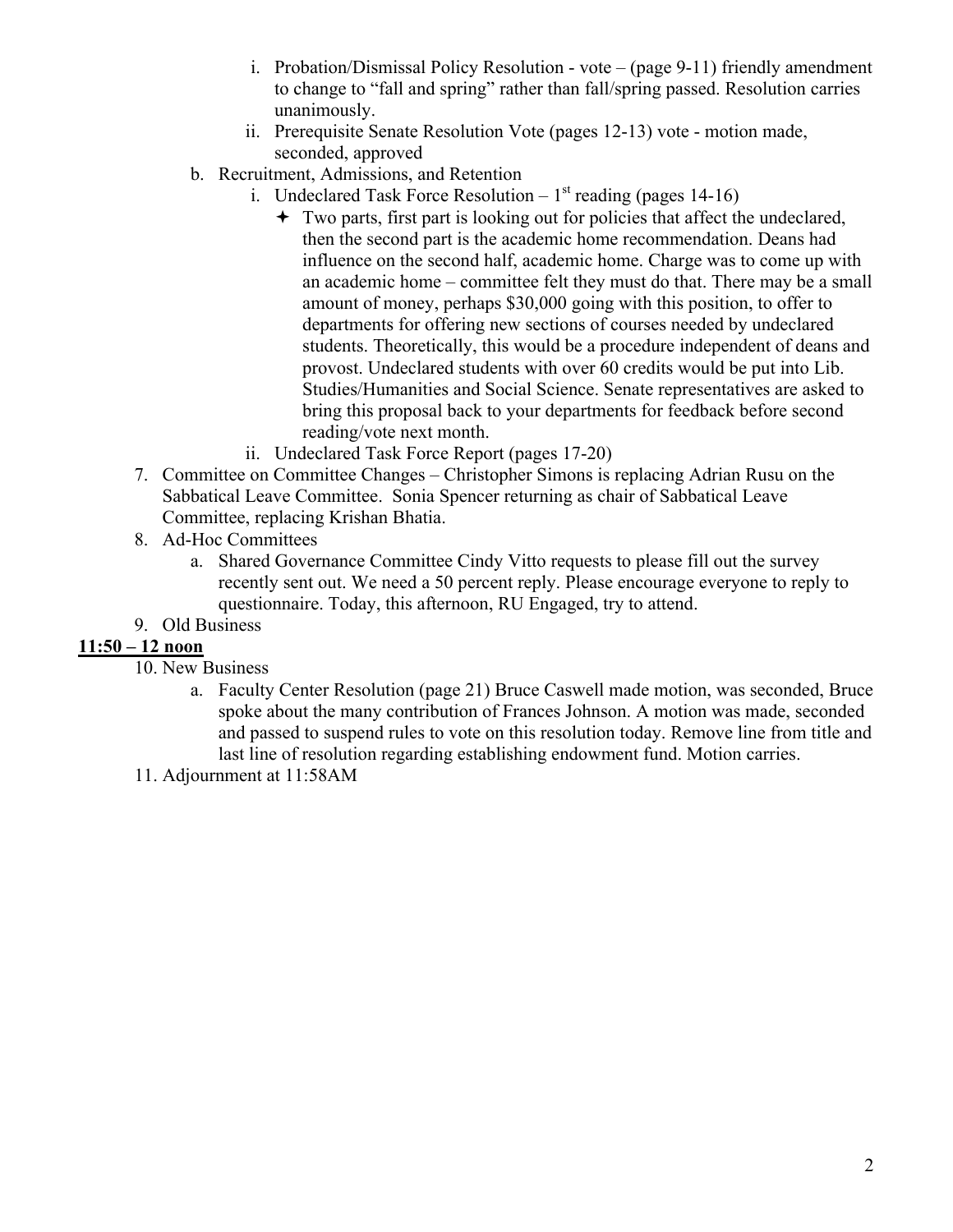- i. Probation/Dismissal Policy Resolution - vote – (page 9-11) friendly amendment to change to "fall and spring" rather than fall/spring passed. Resolution carries unanimously.
   - ii. Prerequisite Senate Resolution Vote (pages 12-13) vote - motion made, seconded, approved
 - b. Recruitment, Admissions, and Retention
   - i. Undeclared Task Force Resolution – 1st reading (pages 14-16)
     - ✦ Two parts, first part is looking out for policies that affect the undeclared, then the second part is the academic home recommendation. Deans had influence on the second half, academic home. Charge was to come up with an academic home – committee felt they must do that. There may be a small amount of money, perhaps $30,000 going with this position, to offer to departments for offering new sections of courses needed by undeclared students. Theoretically, this would be a procedure independent of deans and provost. Undeclared students with over 60 credits would be put into Lib. Studies/Humanities and Social Science. Senate representatives are asked to bring this proposal back to your departments for feedback before second reading/vote next month.
   - ii. Undeclared Task Force Report (pages 17-20)

7. Committee on Committee Changes – Christopher Simons is replacing Adrian Rusu on the Sabbatical Leave Committee. Sonia Spencer returning as chair of Sabbatical Leave Committee, replacing Krishan Bhatia.
8. Ad-Hoc Committees
   - a. Shared Governance Committee Cindy Vitto requests to please fill out the survey recently sent out. We need a 50 percent reply. Please encourage everyone to reply to questionnaire. Today, this afternoon, RU Engaged, try to attend.
9. Old Business

**11:50 – 12 noon**

10. New Business
    - a. Faculty Center Resolution (page 21) Bruce Caswell made motion, was seconded, Bruce spoke about the many contribution of Frances Johnson. A motion was made, seconded and passed to suspend rules to vote on this resolution today. Remove line from title and last line of resolution regarding establishing endowment fund. Motion carries.
11. Adjournment at 11:58AM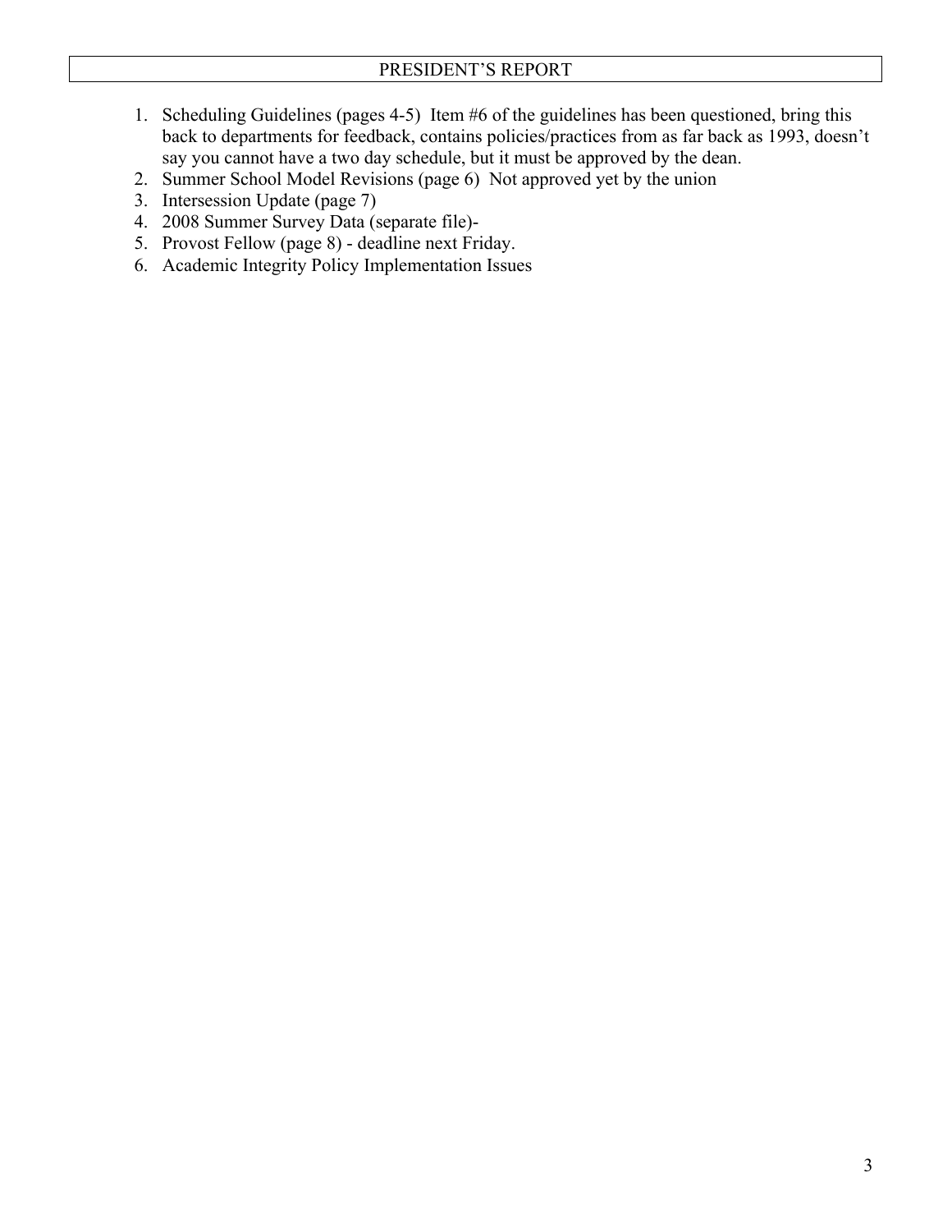## PRESIDENT'S REPORT

1. Scheduling Guidelines (pages 4-5) Item #6 of the guidelines has been questioned, bring this back to departments for feedback, contains policies/practices from as far back as 1993, doesn't say you cannot have a two day schedule, but it must be approved by the dean.
2. Summer School Model Revisions (page 6) Not approved yet by the union
3. Intersession Update (page 7)
4. 2008 Summer Survey Data (separate file)-
5. Provost Fellow (page 8) - deadline next Friday.
6. Academic Integrity Policy Implementation Issues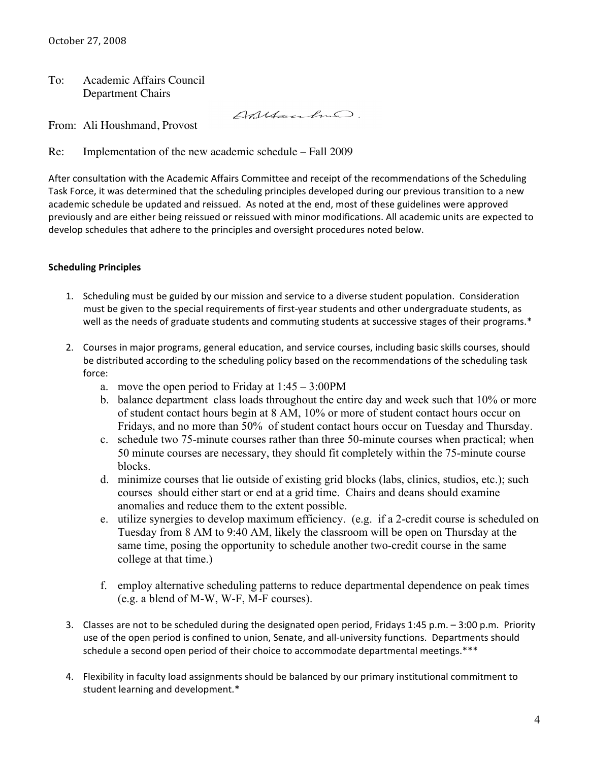October 27, 2008

To: Academic Affairs Council
Department Chairs

From: Ali Houshmand, Provost

Re: Implementation of the new academic schedule – Fall 2009

After consultation with the Academic Affairs Committee and receipt of the recommendations of the Scheduling Task Force, it was determined that the scheduling principles developed during our previous transition to a new academic schedule be updated and reissued. As noted at the end, most of these guidelines were approved previously and are either being reissued or reissued with minor modifications. All academic units are expected to develop schedules that adhere to the principles and oversight procedures noted below.

**Scheduling Principles**

1. Scheduling must be guided by our mission and service to a diverse student population. Consideration must be given to the special requirements of first-year students and other undergraduate students, as well as the needs of graduate students and commuting students at successive stages of their programs.*

2. Courses in major programs, general education, and service courses, including basic skills courses, should be distributed according to the scheduling policy based on the recommendations of the scheduling task force:
   a. move the open period to Friday at 1:45 – 3:00PM
   b. balance department class loads throughout the entire day and week such that 10% or more of student contact hours begin at 8 AM, 10% or more of student contact hours occur on Fridays, and no more than 50% of student contact hours occur on Tuesday and Thursday.
   c. schedule two 75-minute courses rather than three 50-minute courses when practical; when 50 minute courses are necessary, they should fit completely within the 75-minute course blocks.
   d. minimize courses that lie outside of existing grid blocks (labs, clinics, studios, etc.); such courses should either start or end at a grid time. Chairs and deans should examine anomalies and reduce them to the extent possible.
   e. utilize synergies to develop maximum efficiency. (e.g. if a 2-credit course is scheduled on Tuesday from 8 AM to 9:40 AM, likely the classroom will be open on Thursday at the same time, posing the opportunity to schedule another two-credit course in the same college at that time.)
   f. employ alternative scheduling patterns to reduce departmental dependence on peak times (e.g. a blend of M-W, W-F, M-F courses).

3. Classes are not to be scheduled during the designated open period, Fridays 1:45 p.m. – 3:00 p.m. Priority use of the open period is confined to union, Senate, and all-university functions. Departments should schedule a second open period of their choice to accommodate departmental meetings.***

4. Flexibility in faculty load assignments should be balanced by our primary institutional commitment to student learning and development.*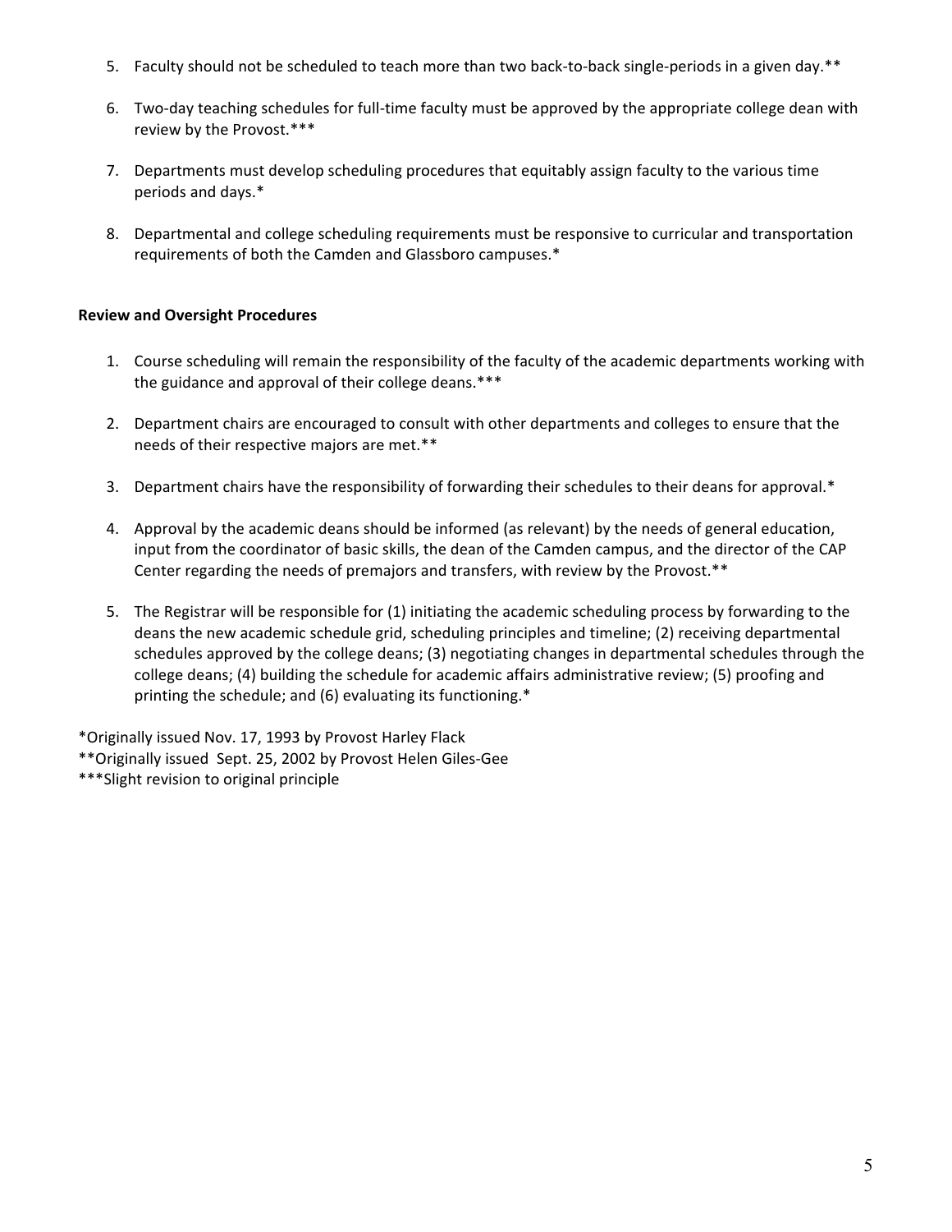5. Faculty should not be scheduled to teach more than two back-to-back single-periods in a given day.**

6. Two-day teaching schedules for full-time faculty must be approved by the appropriate college dean with review by the Provost.***

7. Departments must develop scheduling procedures that equitably assign faculty to the various time periods and days.*

8. Departmental and college scheduling requirements must be responsive to curricular and transportation requirements of both the Camden and Glassboro campuses.*

**Review and Oversight Procedures**

1. Course scheduling will remain the responsibility of the faculty of the academic departments working with the guidance and approval of their college deans.***

2. Department chairs are encouraged to consult with other departments and colleges to ensure that the needs of their respective majors are met.**

3. Department chairs have the responsibility of forwarding their schedules to their deans for approval.*

4. Approval by the academic deans should be informed (as relevant) by the needs of general education, input from the coordinator of basic skills, the dean of the Camden campus, and the director of the CAP Center regarding the needs of premajors and transfers, with review by the Provost.**

5. The Registrar will be responsible for (1) initiating the academic scheduling process by forwarding to the deans the new academic schedule grid, scheduling principles and timeline; (2) receiving departmental schedules approved by the college deans; (3) negotiating changes in departmental schedules through the college deans; (4) building the schedule for academic affairs administrative review; (5) proofing and printing the schedule; and (6) evaluating its functioning.*

*Originally issued Nov. 17, 1993 by Provost Harley Flack
**Originally issued Sept. 25, 2002 by Provost Helen Giles-Gee
***Slight revision to original principle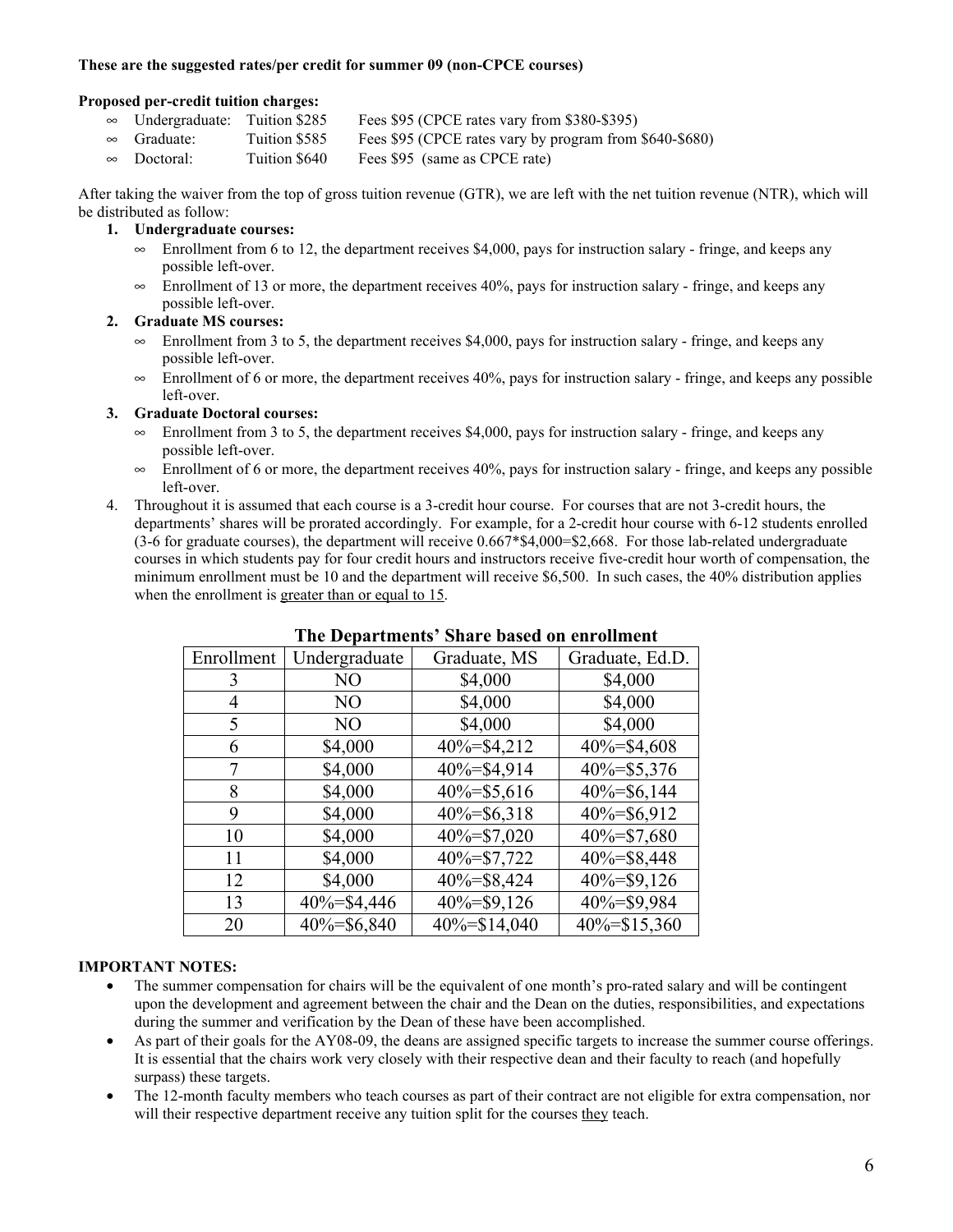**These are the suggested rates/per credit for summer 09 (non-CPCE courses)**

**Proposed per-credit tuition charges:**

- Undergraduate: Tuition $285 Fees $95 (CPCE rates vary from $380-$395)
- Graduate: Tuition $585 Fees $95 (CPCE rates vary by program from $640-$680)
- Doctoral: Tuition $640 Fees $95 (same as CPCE rate)

After taking the waiver from the top of gross tuition revenue (GTR), we are left with the net tuition revenue (NTR), which will be distributed as follow:

1. **Undergraduate courses:**
   - Enrollment from 6 to 12, the department receives $4,000, pays for instruction salary - fringe, and keeps any possible left-over.
   - Enrollment of 13 or more, the department receives 40%, pays for instruction salary - fringe, and keeps any possible left-over.
2. **Graduate MS courses:**
   - Enrollment from 3 to 5, the department receives $4,000, pays for instruction salary - fringe, and keeps any possible left-over.
   - Enrollment of 6 or more, the department receives 40%, pays for instruction salary - fringe, and keeps any possible left-over.
3. **Graduate Doctoral courses:**
   - Enrollment from 3 to 5, the department receives $4,000, pays for instruction salary - fringe, and keeps any possible left-over.
   - Enrollment of 6 or more, the department receives 40%, pays for instruction salary - fringe, and keeps any possible left-over.
4. Throughout it is assumed that each course is a 3-credit hour course. For courses that are not 3-credit hours, the departments' shares will be prorated accordingly. For example, for a 2-credit hour course with 6-12 students enrolled (3-6 for graduate courses), the department will receive 0.667*$4,000=$2,668. For those lab-related undergraduate courses in which students pay for four credit hours and instructors receive five-credit hour worth of compensation, the minimum enrollment must be 10 and the department will receive $6,500. In such cases, the 40% distribution applies when the enrollment is <u>greater than or equal to 15</u>.

**The Departments' Share based on enrollment**

| Enrollment | Undergraduate | Graduate, MS | Graduate, Ed.D. |
|---|---|---|---|
| 3 | NO | $4,000 | $4,000 |
| 4 | NO | $4,000 | $4,000 |
| 5 | NO | $4,000 | $4,000 |
| 6 | $4,000 | 40%=$4,212 | 40%=$4,608 |
| 7 | $4,000 | 40%=$4,914 | 40%=$5,376 |
| 8 | $4,000 | 40%=$5,616 | 40%=$6,144 |
| 9 | $4,000 | 40%=$6,318 | 40%=$6,912 |
| 10 | $4,000 | 40%=$7,020 | 40%=$7,680 |
| 11 | $4,000 | 40%=$7,722 | 40%=$8,448 |
| 12 | $4,000 | 40%=$8,424 | 40%=$9,126 |
| 13 | 40%=$4,446 | 40%=$9,126 | 40%=$9,984 |
| 20 | 40%=$6,840 | 40%=$14,040 | 40%=$15,360 |

**IMPORTANT NOTES:**

- The summer compensation for chairs will be the equivalent of one month's pro-rated salary and will be contingent upon the development and agreement between the chair and the Dean on the duties, responsibilities, and expectations during the summer and verification by the Dean of these have been accomplished.
- As part of their goals for the AY08-09, the deans are assigned specific targets to increase the summer course offerings. It is essential that the chairs work very closely with their respective dean and their faculty to reach (and hopefully surpass) these targets.
- The 12-month faculty members who teach courses as part of their contract are not eligible for extra compensation, nor will their respective department receive any tuition split for the courses <u>they</u> teach.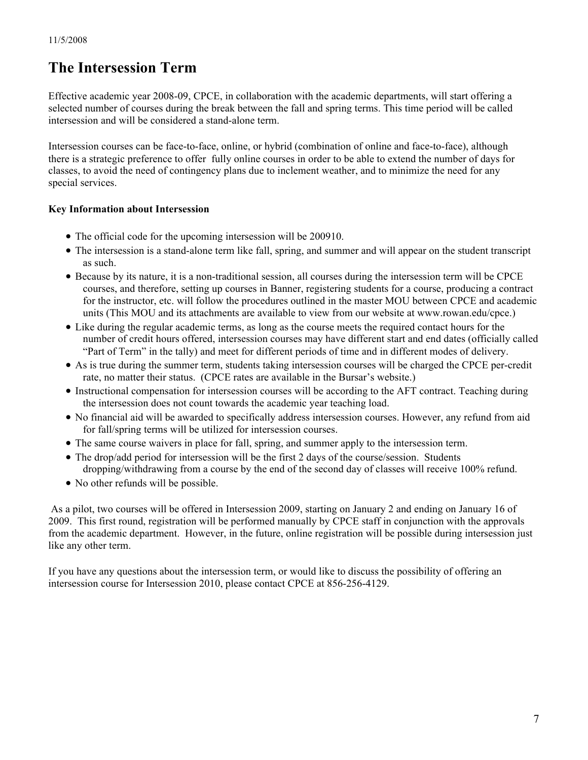11/5/2008

# The Intersession Term

Effective academic year 2008-09, CPCE, in collaboration with the academic departments, will start offering a selected number of courses during the break between the fall and spring terms. This time period will be called intersession and will be considered a stand-alone term.

Intersession courses can be face-to-face, online, or hybrid (combination of online and face-to-face), although there is a strategic preference to offer fully online courses in order to be able to extend the number of days for classes, to avoid the need of contingency plans due to inclement weather, and to minimize the need for any special services.

**Key Information about Intersession**

- The official code for the upcoming intersession will be 200910.
- The intersession is a stand-alone term like fall, spring, and summer and will appear on the student transcript as such.
- Because by its nature, it is a non-traditional session, all courses during the intersession term will be CPCE courses, and therefore, setting up courses in Banner, registering students for a course, producing a contract for the instructor, etc. will follow the procedures outlined in the master MOU between CPCE and academic units (This MOU and its attachments are available to view from our website at www.rowan.edu/cpce.)
- Like during the regular academic terms, as long as the course meets the required contact hours for the number of credit hours offered, intersession courses may have different start and end dates (officially called "Part of Term" in the tally) and meet for different periods of time and in different modes of delivery.
- As is true during the summer term, students taking intersession courses will be charged the CPCE per-credit rate, no matter their status. (CPCE rates are available in the Bursar's website.)
- Instructional compensation for intersession courses will be according to the AFT contract. Teaching during the intersession does not count towards the academic year teaching load.
- No financial aid will be awarded to specifically address intersession courses. However, any refund from aid for fall/spring terms will be utilized for intersession courses.
- The same course waivers in place for fall, spring, and summer apply to the intersession term.
- The drop/add period for intersession will be the first 2 days of the course/session. Students dropping/withdrawing from a course by the end of the second day of classes will receive 100% refund.
- No other refunds will be possible.

As a pilot, two courses will be offered in Intersession 2009, starting on January 2 and ending on January 16 of 2009. This first round, registration will be performed manually by CPCE staff in conjunction with the approvals from the academic department. However, in the future, online registration will be possible during intersession just like any other term.

If you have any questions about the intersession term, or would like to discuss the possibility of offering an intersession course for Intersession 2010, please contact CPCE at 856-256-4129.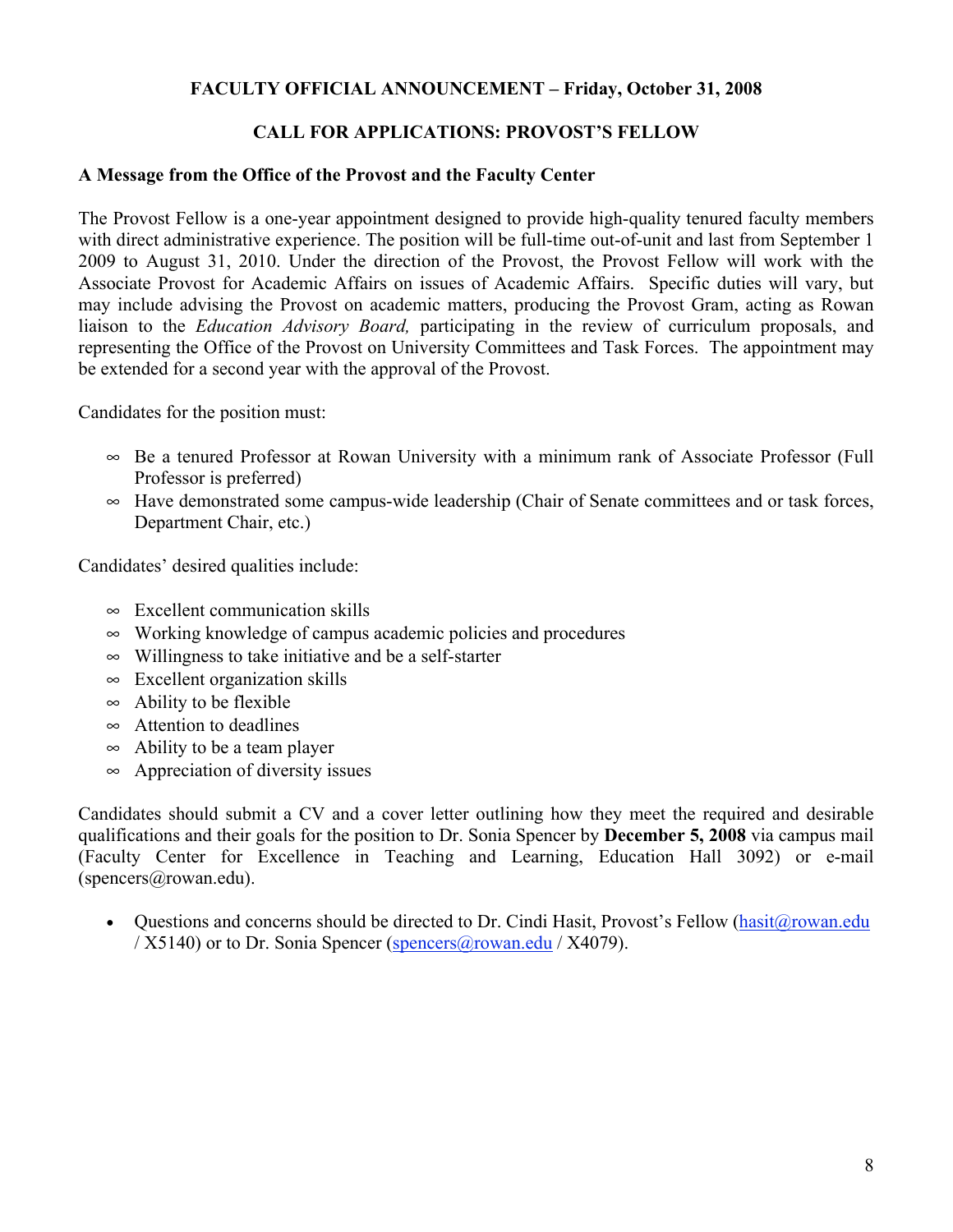**FACULTY OFFICIAL ANNOUNCEMENT – Friday, October 31, 2008**

## CALL FOR APPLICATIONS: PROVOST'S FELLOW

### A Message from the Office of the Provost and the Faculty Center

The Provost Fellow is a one-year appointment designed to provide high-quality tenured faculty members with direct administrative experience. The position will be full-time out-of-unit and last from September 1 2009 to August 31, 2010. Under the direction of the Provost, the Provost Fellow will work with the Associate Provost for Academic Affairs on issues of Academic Affairs. Specific duties will vary, but may include advising the Provost on academic matters, producing the Provost Gram, acting as Rowan liaison to the *Education Advisory Board,* participating in the review of curriculum proposals, and representing the Office of the Provost on University Committees and Task Forces. The appointment may be extended for a second year with the approval of the Provost.

Candidates for the position must:

- Be a tenured Professor at Rowan University with a minimum rank of Associate Professor (Full Professor is preferred)
- Have demonstrated some campus-wide leadership (Chair of Senate committees and or task forces, Department Chair, etc.)

Candidates' desired qualities include:

- Excellent communication skills
- Working knowledge of campus academic policies and procedures
- Willingness to take initiative and be a self-starter
- Excellent organization skills
- Ability to be flexible
- Attention to deadlines
- Ability to be a team player
- Appreciation of diversity issues

Candidates should submit a CV and a cover letter outlining how they meet the required and desirable qualifications and their goals for the position to Dr. Sonia Spencer by **December 5, 2008** via campus mail (Faculty Center for Excellence in Teaching and Learning, Education Hall 3092) or e-mail (spencers@rowan.edu).

- Questions and concerns should be directed to Dr. Cindi Hasit, Provost's Fellow (hasit@rowan.edu / X5140) or to Dr. Sonia Spencer (spencers@rowan.edu / X4079).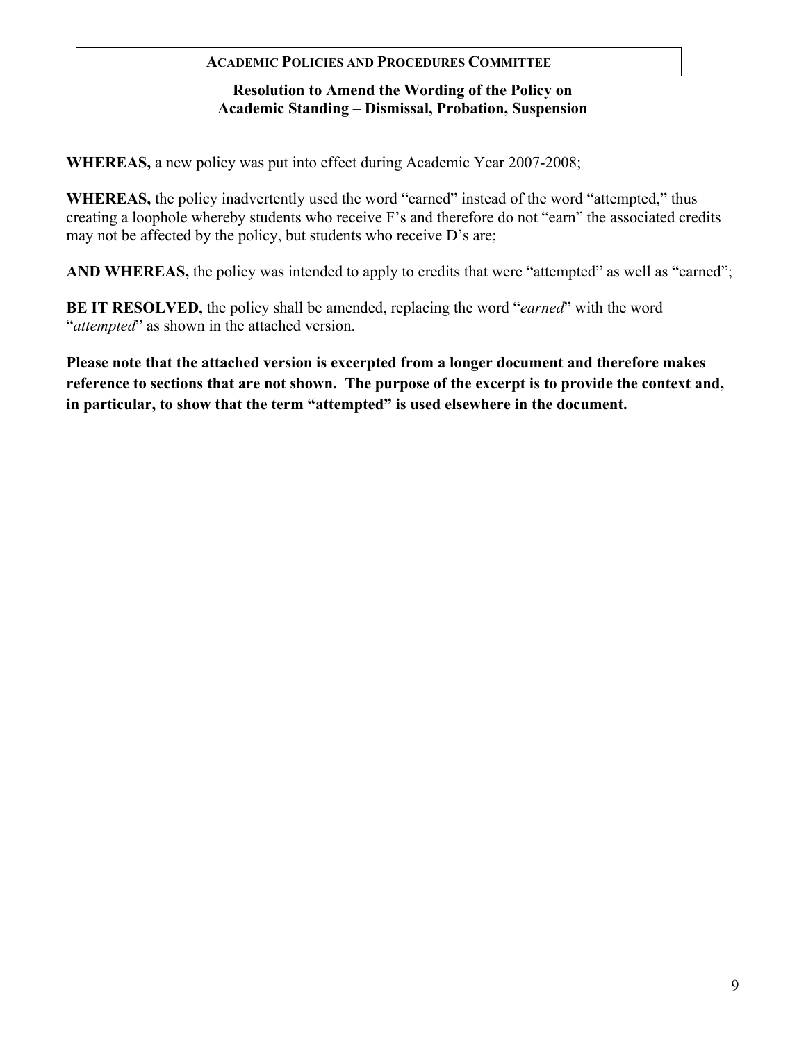**ACADEMIC POLICIES AND PROCEDURES COMMITTEE**

**Resolution to Amend the Wording of the Policy on Academic Standing – Dismissal, Probation, Suspension**

**WHEREAS,** a new policy was put into effect during Academic Year 2007-2008;

**WHEREAS,** the policy inadvertently used the word "earned" instead of the word "attempted," thus creating a loophole whereby students who receive F's and therefore do not "earn" the associated credits may not be affected by the policy, but students who receive D's are;

**AND WHEREAS,** the policy was intended to apply to credits that were "attempted" as well as "earned";

**BE IT RESOLVED,** the policy shall be amended, replacing the word "*earned*" with the word "*attempted*" as shown in the attached version.

**Please note that the attached version is excerpted from a longer document and therefore makes reference to sections that are not shown. The purpose of the excerpt is to provide the context and, in particular, to show that the term "attempted" is used elsewhere in the document.**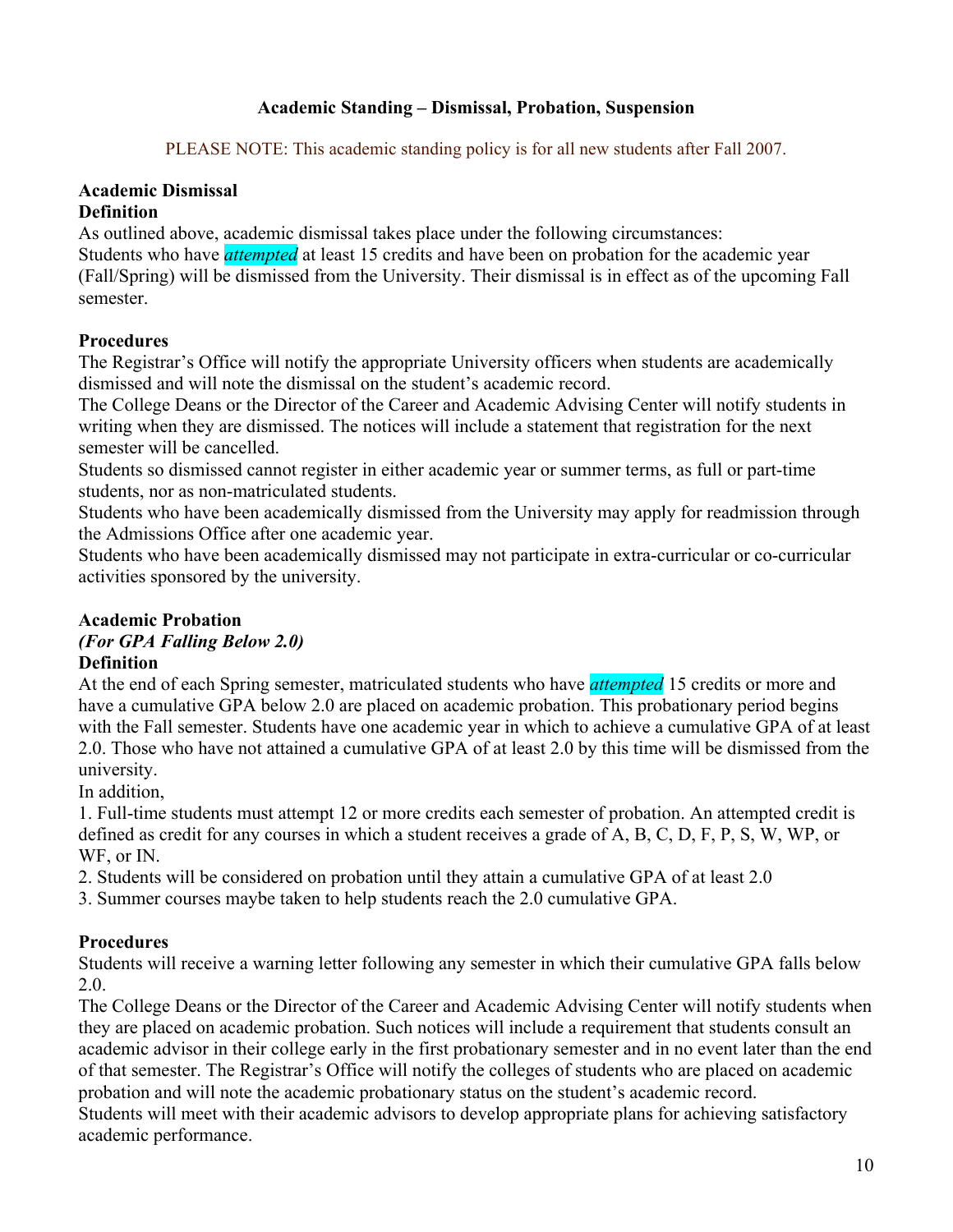## Academic Standing – Dismissal, Probation, Suspension

PLEASE NOTE: This academic standing policy is for all new students after Fall 2007.

### Academic Dismissal

**Definition**

As outlined above, academic dismissal takes place under the following circumstances:
Students who have ***attempted*** at least 15 credits and have been on probation for the academic year (Fall/Spring) will be dismissed from the University. Their dismissal is in effect as of the upcoming Fall semester.

**Procedures**

The Registrar's Office will notify the appropriate University officers when students are academically dismissed and will note the dismissal on the student's academic record.
The College Deans or the Director of the Career and Academic Advising Center will notify students in writing when they are dismissed. The notices will include a statement that registration for the next semester will be cancelled.
Students so dismissed cannot register in either academic year or summer terms, as full or part-time students, nor as non-matriculated students.
Students who have been academically dismissed from the University may apply for readmission through the Admissions Office after one academic year.
Students who have been academically dismissed may not participate in extra-curricular or co-curricular activities sponsored by the university.

### Academic Probation

***(For GPA Falling Below 2.0)***

**Definition**

At the end of each Spring semester, matriculated students who have ***attempted*** 15 credits or more and have a cumulative GPA below 2.0 are placed on academic probation. This probationary period begins with the Fall semester. Students have one academic year in which to achieve a cumulative GPA of at least 2.0. Those who have not attained a cumulative GPA of at least 2.0 by this time will be dismissed from the university.
In addition,

1. Full-time students must attempt 12 or more credits each semester of probation. An attempted credit is defined as credit for any courses in which a student receives a grade of A, B, C, D, F, P, S, W, WP, or WF, or IN.
2. Students will be considered on probation until they attain a cumulative GPA of at least 2.0
3. Summer courses maybe taken to help students reach the 2.0 cumulative GPA.

**Procedures**

Students will receive a warning letter following any semester in which their cumulative GPA falls below 2.0.
The College Deans or the Director of the Career and Academic Advising Center will notify students when they are placed on academic probation. Such notices will include a requirement that students consult an academic advisor in their college early in the first probationary semester and in no event later than the end of that semester. The Registrar's Office will notify the colleges of students who are placed on academic probation and will note the academic probationary status on the student's academic record.
Students will meet with their academic advisors to develop appropriate plans for achieving satisfactory academic performance.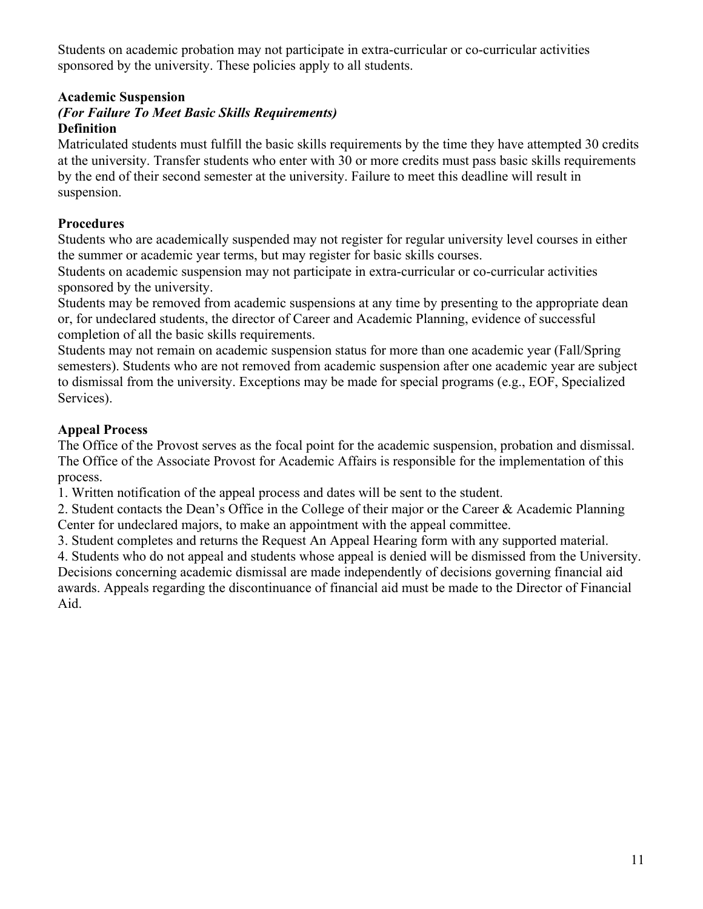Students on academic probation may not participate in extra-curricular or co-curricular activities sponsored by the university. These policies apply to all students.

**Academic Suspension**
***(For Failure To Meet Basic Skills Requirements)***
**Definition**

Matriculated students must fulfill the basic skills requirements by the time they have attempted 30 credits at the university. Transfer students who enter with 30 or more credits must pass basic skills requirements by the end of their second semester at the university. Failure to meet this deadline will result in suspension.

**Procedures**

Students who are academically suspended may not register for regular university level courses in either the summer or academic year terms, but may register for basic skills courses.

Students on academic suspension may not participate in extra-curricular or co-curricular activities sponsored by the university.

Students may be removed from academic suspensions at any time by presenting to the appropriate dean or, for undeclared students, the director of Career and Academic Planning, evidence of successful completion of all the basic skills requirements.

Students may not remain on academic suspension status for more than one academic year (Fall/Spring semesters). Students who are not removed from academic suspension after one academic year are subject to dismissal from the university. Exceptions may be made for special programs (e.g., EOF, Specialized Services).

**Appeal Process**

The Office of the Provost serves as the focal point for the academic suspension, probation and dismissal. The Office of the Associate Provost for Academic Affairs is responsible for the implementation of this process.

1. Written notification of the appeal process and dates will be sent to the student.
2. Student contacts the Dean's Office in the College of their major or the Career & Academic Planning Center for undeclared majors, to make an appointment with the appeal committee.
3. Student completes and returns the Request An Appeal Hearing form with any supported material.
4. Students who do not appeal and students whose appeal is denied will be dismissed from the University.

Decisions concerning academic dismissal are made independently of decisions governing financial aid awards. Appeals regarding the discontinuance of financial aid must be made to the Director of Financial Aid.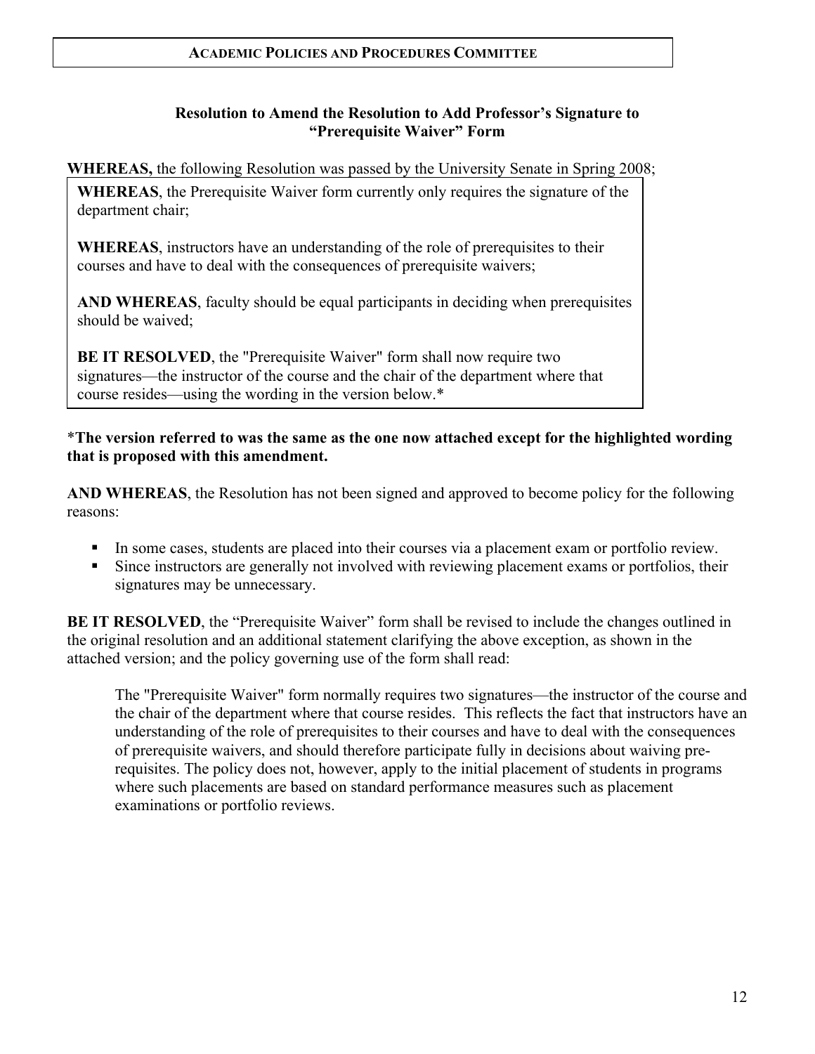**ACADEMIC POLICIES AND PROCEDURES COMMITTEE**

### Resolution to Amend the Resolution to Add Professor's Signature to "Prerequisite Waiver" Form

**WHEREAS,** the following Resolution was passed by the University Senate in Spring 2008;

> **WHEREAS**, the Prerequisite Waiver form currently only requires the signature of the department chair;
>
> **WHEREAS**, instructors have an understanding of the role of prerequisites to their courses and have to deal with the consequences of prerequisite waivers;
>
> **AND WHEREAS**, faculty should be equal participants in deciding when prerequisites should be waived;
>
> **BE IT RESOLVED**, the "Prerequisite Waiver" form shall now require two signatures—the instructor of the course and the chair of the department where that course resides—using the wording in the version below.*

***The version referred to was the same as the one now attached except for the highlighted wording that is proposed with this amendment.**

**AND WHEREAS**, the Resolution has not been signed and approved to become policy for the following reasons:

- In some cases, students are placed into their courses via a placement exam or portfolio review.
- Since instructors are generally not involved with reviewing placement exams or portfolios, their signatures may be unnecessary.

**BE IT RESOLVED**, the "Prerequisite Waiver" form shall be revised to include the changes outlined in the original resolution and an additional statement clarifying the above exception, as shown in the attached version; and the policy governing use of the form shall read:

> The "Prerequisite Waiver" form normally requires two signatures—the instructor of the course and the chair of the department where that course resides. This reflects the fact that instructors have an understanding of the role of prerequisites to their courses and have to deal with the consequences of prerequisite waivers, and should therefore participate fully in decisions about waiving pre-requisites. The policy does not, however, apply to the initial placement of students in programs where such placements are based on standard performance measures such as placement examinations or portfolio reviews.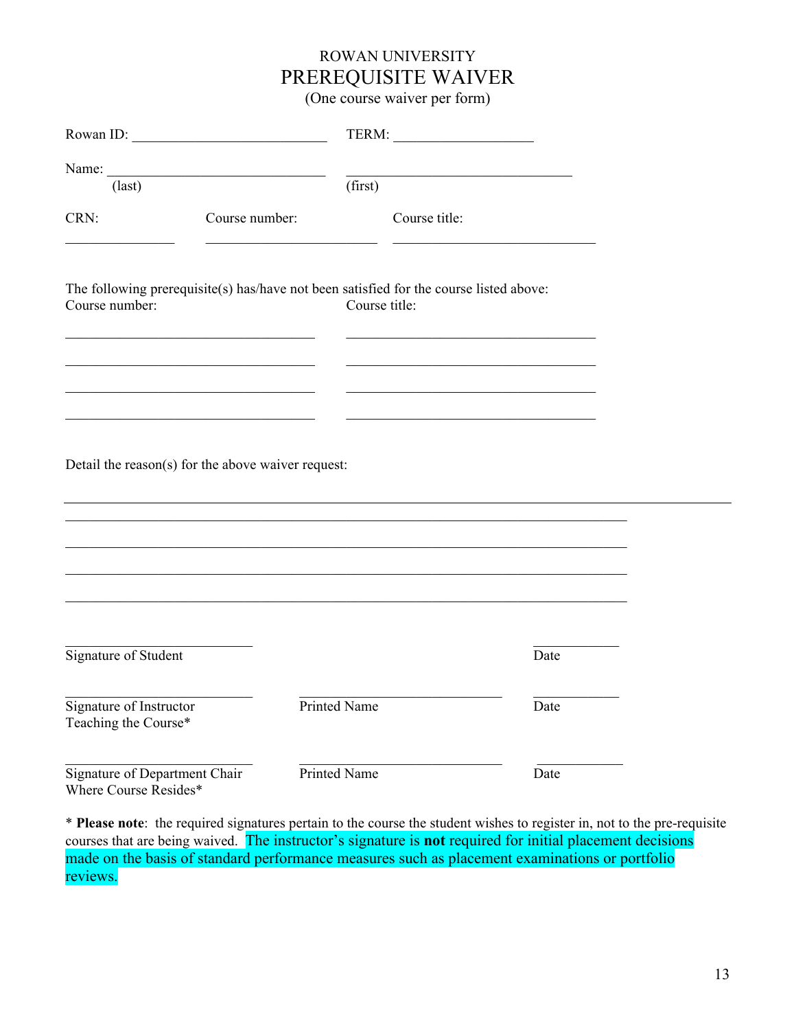# ROWAN UNIVERSITY

## PREREQUISITE WAIVER

(One course waiver per form)

Rowan ID: ___________________________ TERM: ___________________

Name: ______________________________ ______________________________
(last) (first)

| CRN: | Course number: | Course title: |
| --- | --- | --- |
| _______________ | ________________________ | ____________________________ |

The following prerequisite(s) has/have not been satisfied for the course listed above:

| Course number: | Course title: |
| --- | --- |
| __________________________________ | __________________________________ |
| __________________________________ | __________________________________ |
| __________________________________ | __________________________________ |
| __________________________________ | __________________________________ |

Detail the reason(s) for the above waiver request:

______________________________________________________________________________

______________________________________________________________________________

______________________________________________________________________________

______________________________________________________________________________

______________________________________________________________________________

__________________________ ___________
Signature of Student Date

__________________________ ____________________________ ___________
Signature of Instructor Teaching the Course* Printed Name Date

__________________________ ____________________________ ___________
Signature of Department Chair Where Course Resides* Printed Name Date

\* **Please note**: the required signatures pertain to the course the student wishes to register in, not to the pre-requisite courses that are being waived. The instructor's signature is **not** required for initial placement decisions made on the basis of standard performance measures such as placement examinations or portfolio reviews.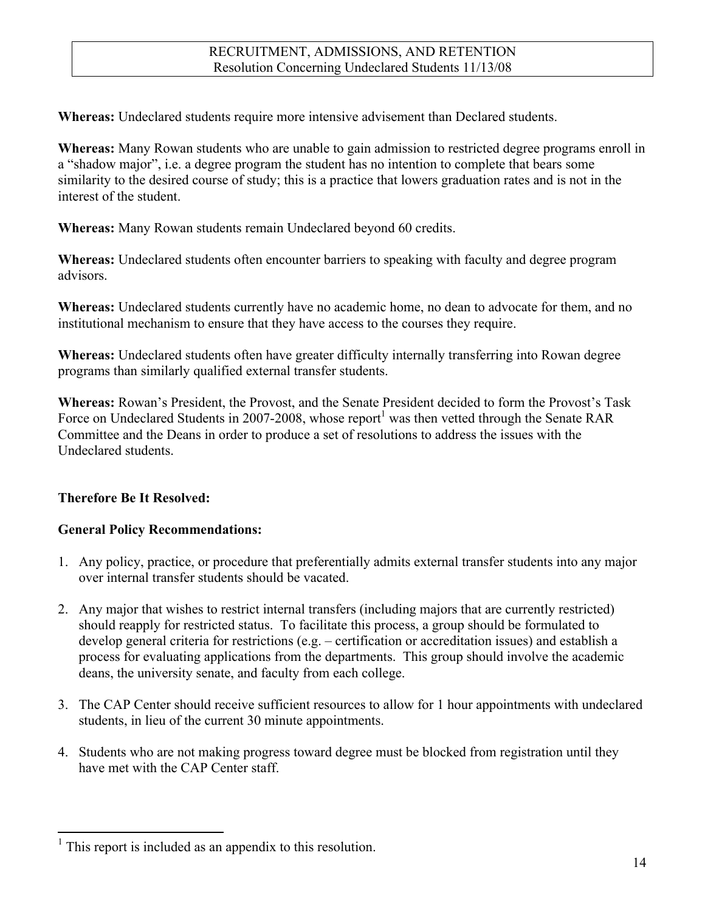# RECRUITMENT, ADMISSIONS, AND RETENTION
## Resolution Concerning Undeclared Students 11/13/08

**Whereas:** Undeclared students require more intensive advisement than Declared students.

**Whereas:** Many Rowan students who are unable to gain admission to restricted degree programs enroll in a "shadow major", i.e. a degree program the student has no intention to complete that bears some similarity to the desired course of study; this is a practice that lowers graduation rates and is not in the interest of the student.

**Whereas:** Many Rowan students remain Undeclared beyond 60 credits.

**Whereas:** Undeclared students often encounter barriers to speaking with faculty and degree program advisors.

**Whereas:** Undeclared students currently have no academic home, no dean to advocate for them, and no institutional mechanism to ensure that they have access to the courses they require.

**Whereas:** Undeclared students often have greater difficulty internally transferring into Rowan degree programs than similarly qualified external transfer students.

**Whereas:** Rowan's President, the Provost, and the Senate President decided to form the Provost's Task Force on Undeclared Students in 2007-2008, whose report[1] was then vetted through the Senate RAR Committee and the Deans in order to produce a set of resolutions to address the issues with the Undeclared students.

**Therefore Be It Resolved:**

**General Policy Recommendations:**

1. Any policy, practice, or procedure that preferentially admits external transfer students into any major over internal transfer students should be vacated.
2. Any major that wishes to restrict internal transfers (including majors that are currently restricted) should reapply for restricted status. To facilitate this process, a group should be formulated to develop general criteria for restrictions (e.g. – certification or accreditation issues) and establish a process for evaluating applications from the departments. This group should involve the academic deans, the university senate, and faculty from each college.
3. The CAP Center should receive sufficient resources to allow for 1 hour appointments with undeclared students, in lieu of the current 30 minute appointments.
4. Students who are not making progress toward degree must be blocked from registration until they have met with the CAP Center staff.

[1] This report is included as an appendix to this resolution.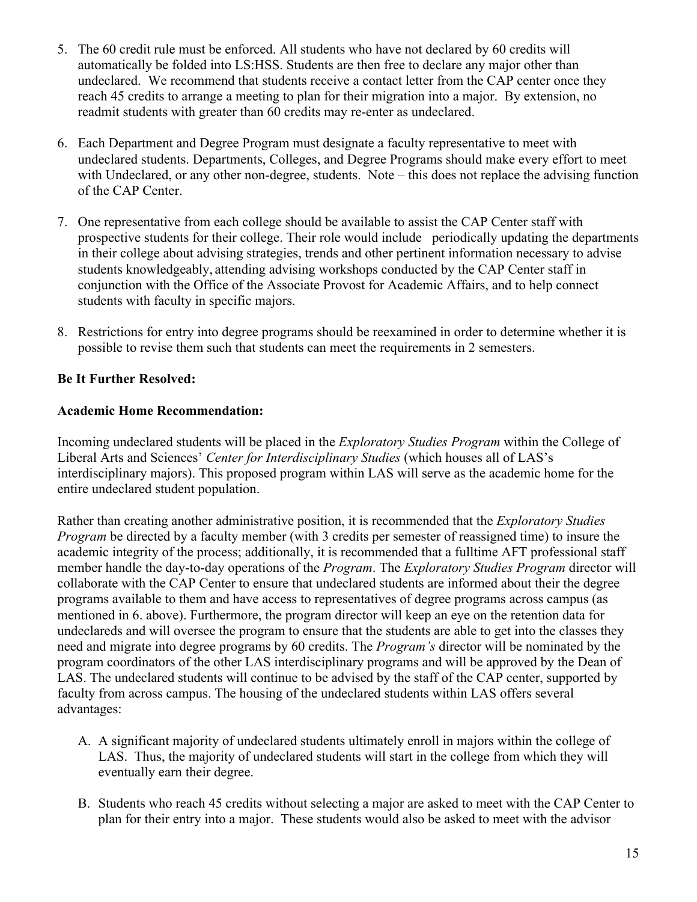5. The 60 credit rule must be enforced. All students who have not declared by 60 credits will automatically be folded into LS:HSS. Students are then free to declare any major other than undeclared. We recommend that students receive a contact letter from the CAP center once they reach 45 credits to arrange a meeting to plan for their migration into a major. By extension, no readmit students with greater than 60 credits may re-enter as undeclared.

6. Each Department and Degree Program must designate a faculty representative to meet with undeclared students. Departments, Colleges, and Degree Programs should make every effort to meet with Undeclared, or any other non-degree, students. Note – this does not replace the advising function of the CAP Center.

7. One representative from each college should be available to assist the CAP Center staff with prospective students for their college. Their role would include periodically updating the departments in their college about advising strategies, trends and other pertinent information necessary to advise students knowledgeably, attending advising workshops conducted by the CAP Center staff in conjunction with the Office of the Associate Provost for Academic Affairs, and to help connect students with faculty in specific majors.

8. Restrictions for entry into degree programs should be reexamined in order to determine whether it is possible to revise them such that students can meet the requirements in 2 semesters.

**Be It Further Resolved:**

**Academic Home Recommendation:**

Incoming undeclared students will be placed in the *Exploratory Studies Program* within the College of Liberal Arts and Sciences' *Center for Interdisciplinary Studies* (which houses all of LAS's interdisciplinary majors). This proposed program within LAS will serve as the academic home for the entire undeclared student population.

Rather than creating another administrative position, it is recommended that the *Exploratory Studies Program* be directed by a faculty member (with 3 credits per semester of reassigned time) to insure the academic integrity of the process; additionally, it is recommended that a fulltime AFT professional staff member handle the day-to-day operations of the *Program*. The *Exploratory Studies Program* director will collaborate with the CAP Center to ensure that undeclared students are informed about their the degree programs available to them and have access to representatives of degree programs across campus (as mentioned in 6. above). Furthermore, the program director will keep an eye on the retention data for undeclareds and will oversee the program to ensure that the students are able to get into the classes they need and migrate into degree programs by 60 credits. The *Program's* director will be nominated by the program coordinators of the other LAS interdisciplinary programs and will be approved by the Dean of LAS. The undeclared students will continue to be advised by the staff of the CAP center, supported by faculty from across campus. The housing of the undeclared students within LAS offers several advantages:

A. A significant majority of undeclared students ultimately enroll in majors within the college of LAS. Thus, the majority of undeclared students will start in the college from which they will eventually earn their degree.

B. Students who reach 45 credits without selecting a major are asked to meet with the CAP Center to plan for their entry into a major. These students would also be asked to meet with the advisor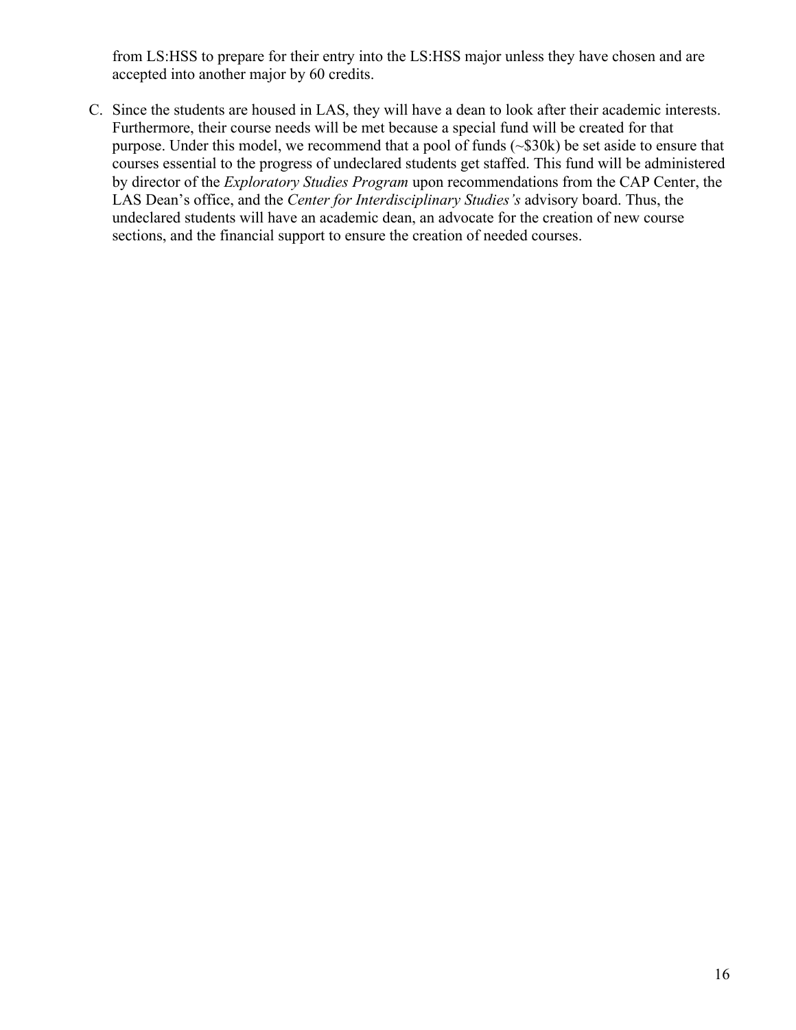from LS:HSS to prepare for their entry into the LS:HSS major unless they have chosen and are accepted into another major by 60 credits.

C. Since the students are housed in LAS, they will have a dean to look after their academic interests. Furthermore, their course needs will be met because a special fund will be created for that purpose. Under this model, we recommend that a pool of funds (~$30k) be set aside to ensure that courses essential to the progress of undeclared students get staffed. This fund will be administered by director of the *Exploratory Studies Program* upon recommendations from the CAP Center, the LAS Dean's office, and the *Center for Interdisciplinary Studies's* advisory board. Thus, the undeclared students will have an academic dean, an advocate for the creation of new course sections, and the financial support to ensure the creation of needed courses.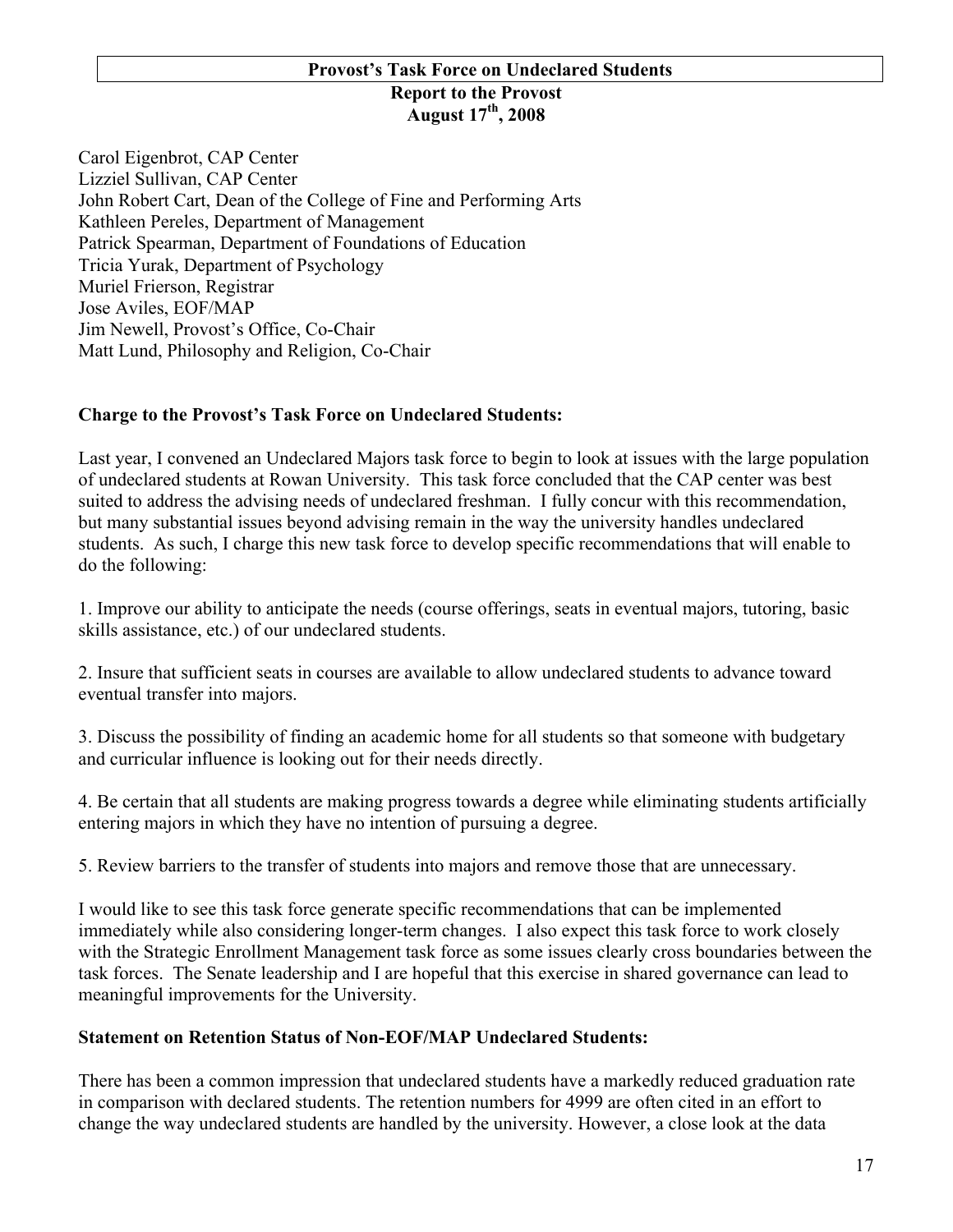# Provost's Task Force on Undeclared Students

## Report to the Provost
## August 17th, 2008

Carol Eigenbrot, CAP Center
Lizziel Sullivan, CAP Center
John Robert Cart, Dean of the College of Fine and Performing Arts
Kathleen Pereles, Department of Management
Patrick Spearman, Department of Foundations of Education
Tricia Yurak, Department of Psychology
Muriel Frierson, Registrar
Jose Aviles, EOF/MAP
Jim Newell, Provost's Office, Co-Chair
Matt Lund, Philosophy and Religion, Co-Chair

### Charge to the Provost's Task Force on Undeclared Students:

Last year, I convened an Undeclared Majors task force to begin to look at issues with the large population of undeclared students at Rowan University. This task force concluded that the CAP center was best suited to address the advising needs of undeclared freshman. I fully concur with this recommendation, but many substantial issues beyond advising remain in the way the university handles undeclared students. As such, I charge this new task force to develop specific recommendations that will enable to do the following:

1. Improve our ability to anticipate the needs (course offerings, seats in eventual majors, tutoring, basic skills assistance, etc.) of our undeclared students.

2. Insure that sufficient seats in courses are available to allow undeclared students to advance toward eventual transfer into majors.

3. Discuss the possibility of finding an academic home for all students so that someone with budgetary and curricular influence is looking out for their needs directly.

4. Be certain that all students are making progress towards a degree while eliminating students artificially entering majors in which they have no intention of pursuing a degree.

5. Review barriers to the transfer of students into majors and remove those that are unnecessary.

I would like to see this task force generate specific recommendations that can be implemented immediately while also considering longer-term changes. I also expect this task force to work closely with the Strategic Enrollment Management task force as some issues clearly cross boundaries between the task forces. The Senate leadership and I are hopeful that this exercise in shared governance can lead to meaningful improvements for the University.

### Statement on Retention Status of Non-EOF/MAP Undeclared Students:

There has been a common impression that undeclared students have a markedly reduced graduation rate in comparison with declared students. The retention numbers for 4999 are often cited in an effort to change the way undeclared students are handled by the university. However, a close look at the data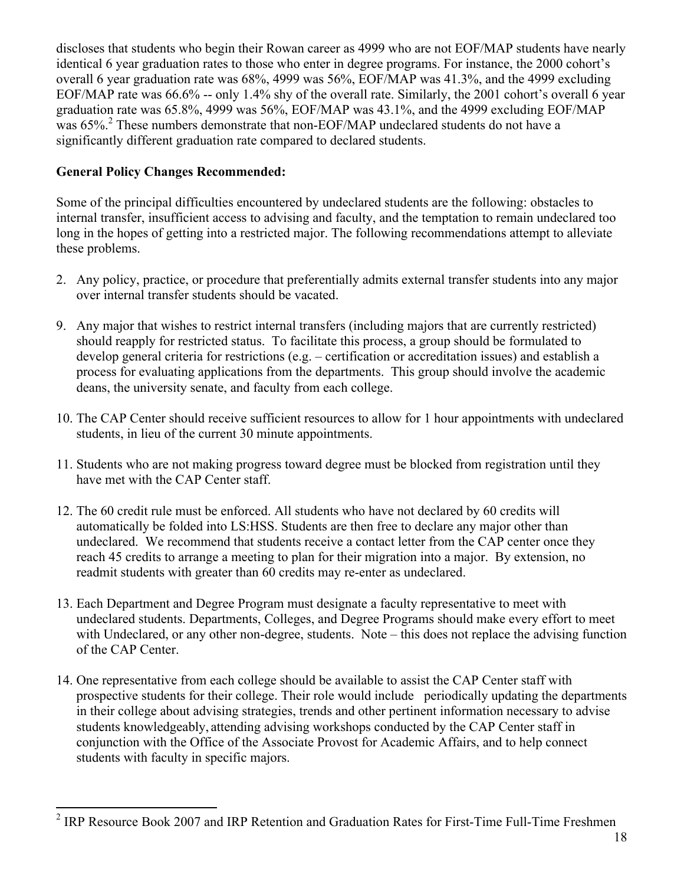discloses that students who begin their Rowan career as 4999 who are not EOF/MAP students have nearly identical 6 year graduation rates to those who enter in degree programs. For instance, the 2000 cohort's overall 6 year graduation rate was 68%, 4999 was 56%, EOF/MAP was 41.3%, and the 4999 excluding EOF/MAP rate was 66.6% -- only 1.4% shy of the overall rate. Similarly, the 2001 cohort's overall 6 year graduation rate was 65.8%, 4999 was 56%, EOF/MAP was 43.1%, and the 4999 excluding EOF/MAP was 65%.[2] These numbers demonstrate that non-EOF/MAP undeclared students do not have a significantly different graduation rate compared to declared students.

**General Policy Changes Recommended:**

Some of the principal difficulties encountered by undeclared students are the following: obstacles to internal transfer, insufficient access to advising and faculty, and the temptation to remain undeclared too long in the hopes of getting into a restricted major. The following recommendations attempt to alleviate these problems.

2. Any policy, practice, or procedure that preferentially admits external transfer students into any major over internal transfer students should be vacated.

9. Any major that wishes to restrict internal transfers (including majors that are currently restricted) should reapply for restricted status. To facilitate this process, a group should be formulated to develop general criteria for restrictions (e.g. – certification or accreditation issues) and establish a process for evaluating applications from the departments. This group should involve the academic deans, the university senate, and faculty from each college.

10. The CAP Center should receive sufficient resources to allow for 1 hour appointments with undeclared students, in lieu of the current 30 minute appointments.

11. Students who are not making progress toward degree must be blocked from registration until they have met with the CAP Center staff.

12. The 60 credit rule must be enforced. All students who have not declared by 60 credits will automatically be folded into LS:HSS. Students are then free to declare any major other than undeclared. We recommend that students receive a contact letter from the CAP center once they reach 45 credits to arrange a meeting to plan for their migration into a major. By extension, no readmit students with greater than 60 credits may re-enter as undeclared.

13. Each Department and Degree Program must designate a faculty representative to meet with undeclared students. Departments, Colleges, and Degree Programs should make every effort to meet with Undeclared, or any other non-degree, students. Note – this does not replace the advising function of the CAP Center.

14. One representative from each college should be available to assist the CAP Center staff with prospective students for their college. Their role would include periodically updating the departments in their college about advising strategies, trends and other pertinent information necessary to advise students knowledgeably, attending advising workshops conducted by the CAP Center staff in conjunction with the Office of the Associate Provost for Academic Affairs, and to help connect students with faculty in specific majors.

[2] IRP Resource Book 2007 and IRP Retention and Graduation Rates for First-Time Full-Time Freshmen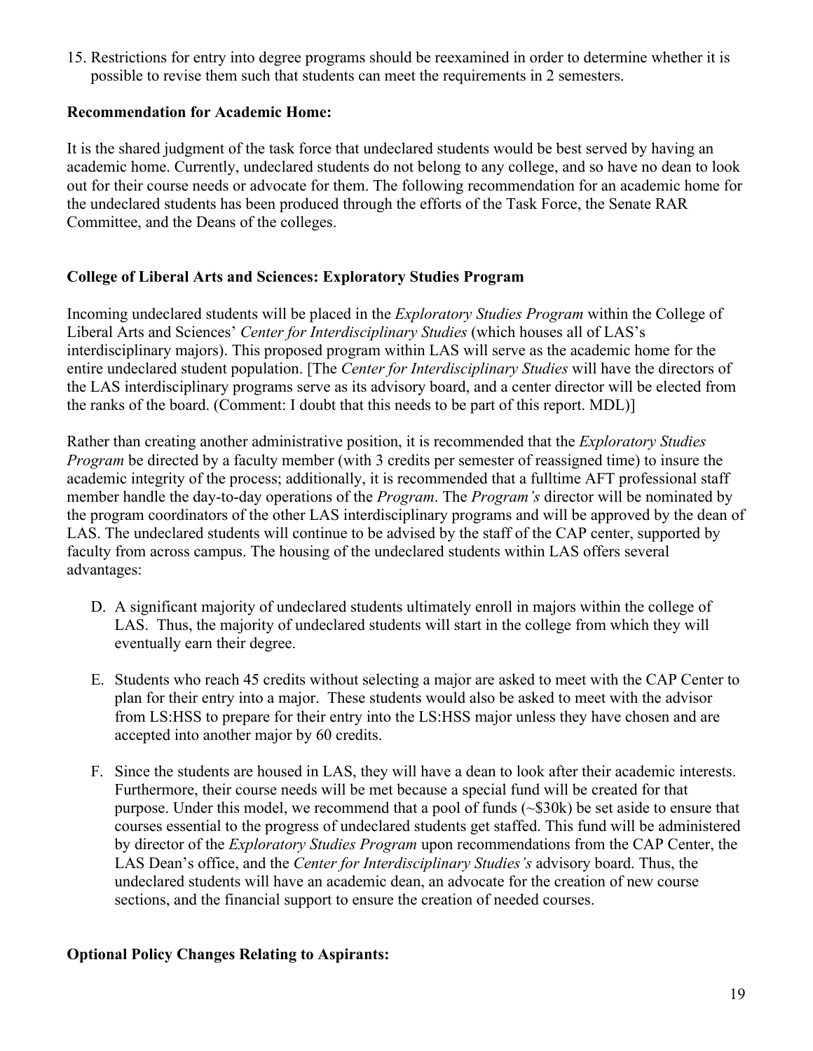15. Restrictions for entry into degree programs should be reexamined in order to determine whether it is possible to revise them such that students can meet the requirements in 2 semesters.

**Recommendation for Academic Home:**

It is the shared judgment of the task force that undeclared students would be best served by having an academic home. Currently, undeclared students do not belong to any college, and so have no dean to look out for their course needs or advocate for them. The following recommendation for an academic home for the undeclared students has been produced through the efforts of the Task Force, the Senate RAR Committee, and the Deans of the colleges.

**College of Liberal Arts and Sciences: Exploratory Studies Program**

Incoming undeclared students will be placed in the *Exploratory Studies Program* within the College of Liberal Arts and Sciences' *Center for Interdisciplinary Studies* (which houses all of LAS's interdisciplinary majors). This proposed program within LAS will serve as the academic home for the entire undeclared student population. [The *Center for Interdisciplinary Studies* will have the directors of the LAS interdisciplinary programs serve as its advisory board, and a center director will be elected from the ranks of the board. (Comment: I doubt that this needs to be part of this report. MDL)]

Rather than creating another administrative position, it is recommended that the *Exploratory Studies Program* be directed by a faculty member (with 3 credits per semester of reassigned time) to insure the academic integrity of the process; additionally, it is recommended that a fulltime AFT professional staff member handle the day-to-day operations of the *Program*. The *Program's* director will be nominated by the program coordinators of the other LAS interdisciplinary programs and will be approved by the dean of LAS. The undeclared students will continue to be advised by the staff of the CAP center, supported by faculty from across campus. The housing of the undeclared students within LAS offers several advantages:

D. A significant majority of undeclared students ultimately enroll in majors within the college of LAS. Thus, the majority of undeclared students will start in the college from which they will eventually earn their degree.

E. Students who reach 45 credits without selecting a major are asked to meet with the CAP Center to plan for their entry into a major. These students would also be asked to meet with the advisor from LS:HSS to prepare for their entry into the LS:HSS major unless they have chosen and are accepted into another major by 60 credits.

F. Since the students are housed in LAS, they will have a dean to look after their academic interests. Furthermore, their course needs will be met because a special fund will be created for that purpose. Under this model, we recommend that a pool of funds (~$30k) be set aside to ensure that courses essential to the progress of undeclared students get staffed. This fund will be administered by director of the *Exploratory Studies Program* upon recommendations from the CAP Center, the LAS Dean's office, and the *Center for Interdisciplinary Studies's* advisory board. Thus, the undeclared students will have an academic dean, an advocate for the creation of new course sections, and the financial support to ensure the creation of needed courses.

**Optional Policy Changes Relating to Aspirants:**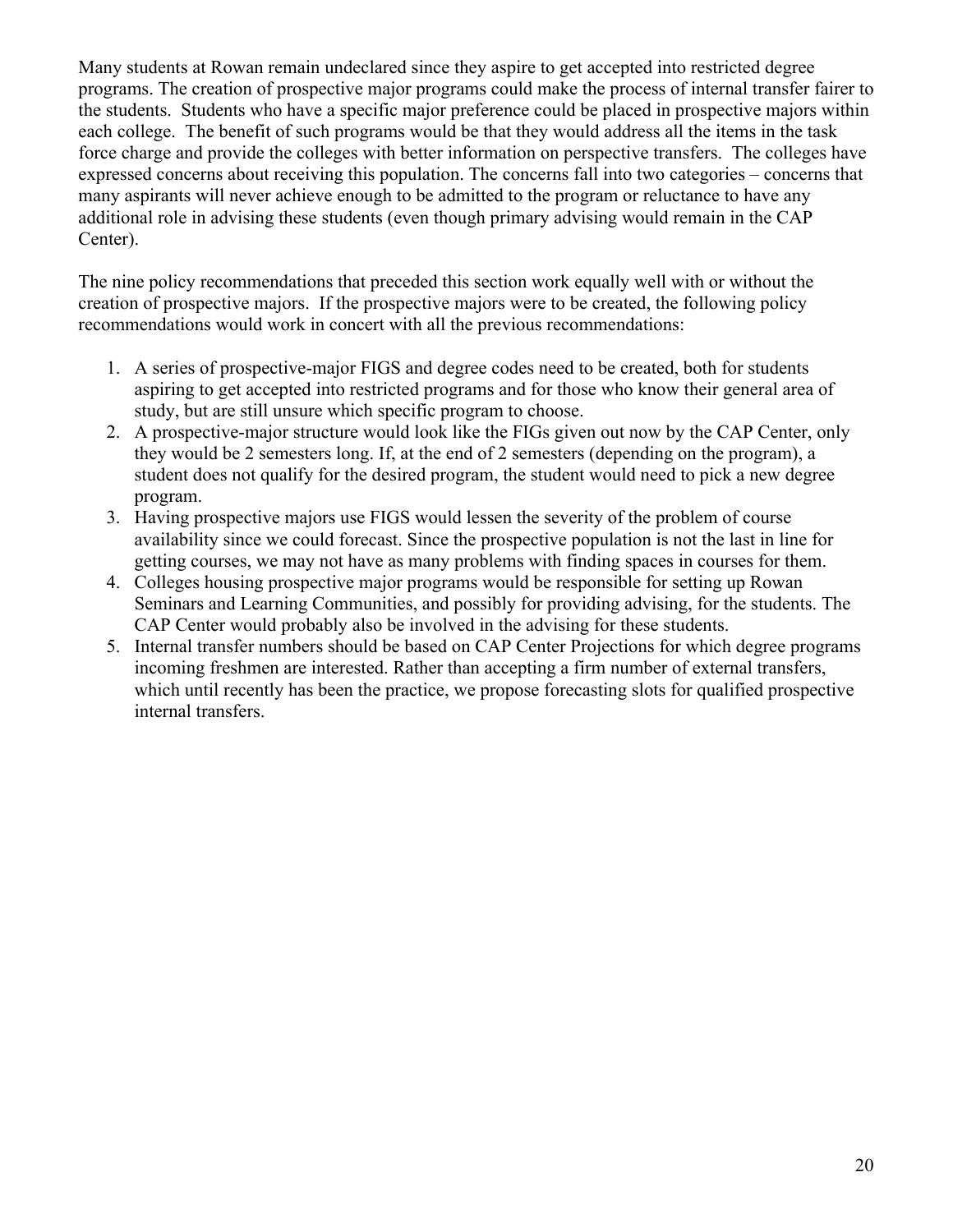Many students at Rowan remain undeclared since they aspire to get accepted into restricted degree programs. The creation of prospective major programs could make the process of internal transfer fairer to the students. Students who have a specific major preference could be placed in prospective majors within each college. The benefit of such programs would be that they would address all the items in the task force charge and provide the colleges with better information on perspective transfers. The colleges have expressed concerns about receiving this population. The concerns fall into two categories – concerns that many aspirants will never achieve enough to be admitted to the program or reluctance to have any additional role in advising these students (even though primary advising would remain in the CAP Center).

The nine policy recommendations that preceded this section work equally well with or without the creation of prospective majors. If the prospective majors were to be created, the following policy recommendations would work in concert with all the previous recommendations:

1. A series of prospective-major FIGS and degree codes need to be created, both for students aspiring to get accepted into restricted programs and for those who know their general area of study, but are still unsure which specific program to choose.
2. A prospective-major structure would look like the FIGs given out now by the CAP Center, only they would be 2 semesters long. If, at the end of 2 semesters (depending on the program), a student does not qualify for the desired program, the student would need to pick a new degree program.
3. Having prospective majors use FIGS would lessen the severity of the problem of course availability since we could forecast. Since the prospective population is not the last in line for getting courses, we may not have as many problems with finding spaces in courses for them.
4. Colleges housing prospective major programs would be responsible for setting up Rowan Seminars and Learning Communities, and possibly for providing advising, for the students. The CAP Center would probably also be involved in the advising for these students.
5. Internal transfer numbers should be based on CAP Center Projections for which degree programs incoming freshmen are interested. Rather than accepting a firm number of external transfers, which until recently has been the practice, we propose forecasting slots for qualified prospective internal transfers.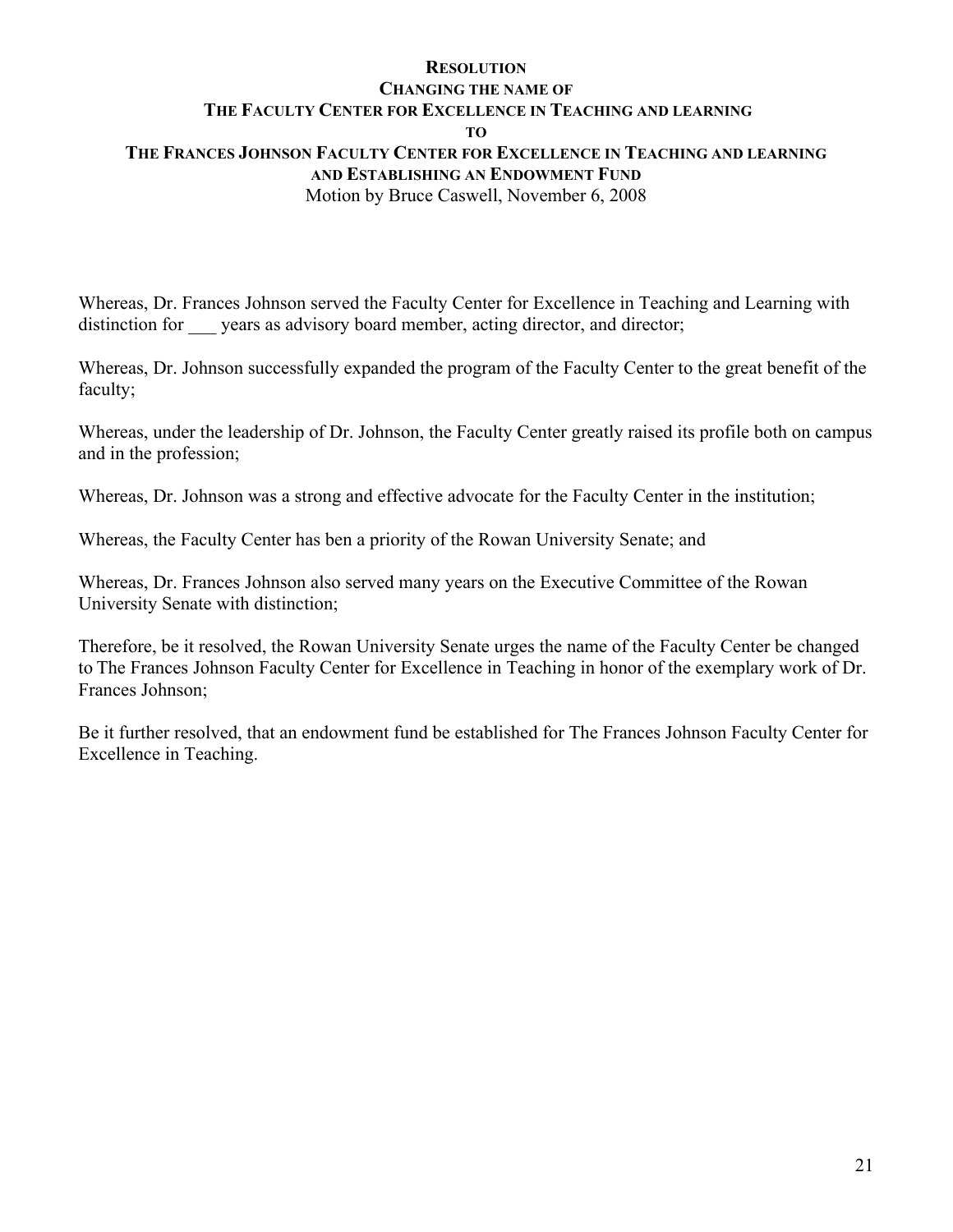**RESOLUTION**

**CHANGING THE NAME OF**

**THE FACULTY CENTER FOR EXCELLENCE IN TEACHING AND LEARNING**

**TO**

**THE FRANCES JOHNSON FACULTY CENTER FOR EXCELLENCE IN TEACHING AND LEARNING AND ESTABLISHING AN ENDOWMENT FUND**

Motion by Bruce Caswell, November 6, 2008

Whereas, Dr. Frances Johnson served the Faculty Center for Excellence in Teaching and Learning with distinction for ___ years as advisory board member, acting director, and director;

Whereas, Dr. Johnson successfully expanded the program of the Faculty Center to the great benefit of the faculty;

Whereas, under the leadership of Dr. Johnson, the Faculty Center greatly raised its profile both on campus and in the profession;

Whereas, Dr. Johnson was a strong and effective advocate for the Faculty Center in the institution;

Whereas, the Faculty Center has ben a priority of the Rowan University Senate; and

Whereas, Dr. Frances Johnson also served many years on the Executive Committee of the Rowan University Senate with distinction;

Therefore, be it resolved, the Rowan University Senate urges the name of the Faculty Center be changed to The Frances Johnson Faculty Center for Excellence in Teaching in honor of the exemplary work of Dr. Frances Johnson;

Be it further resolved, that an endowment fund be established for The Frances Johnson Faculty Center for Excellence in Teaching.